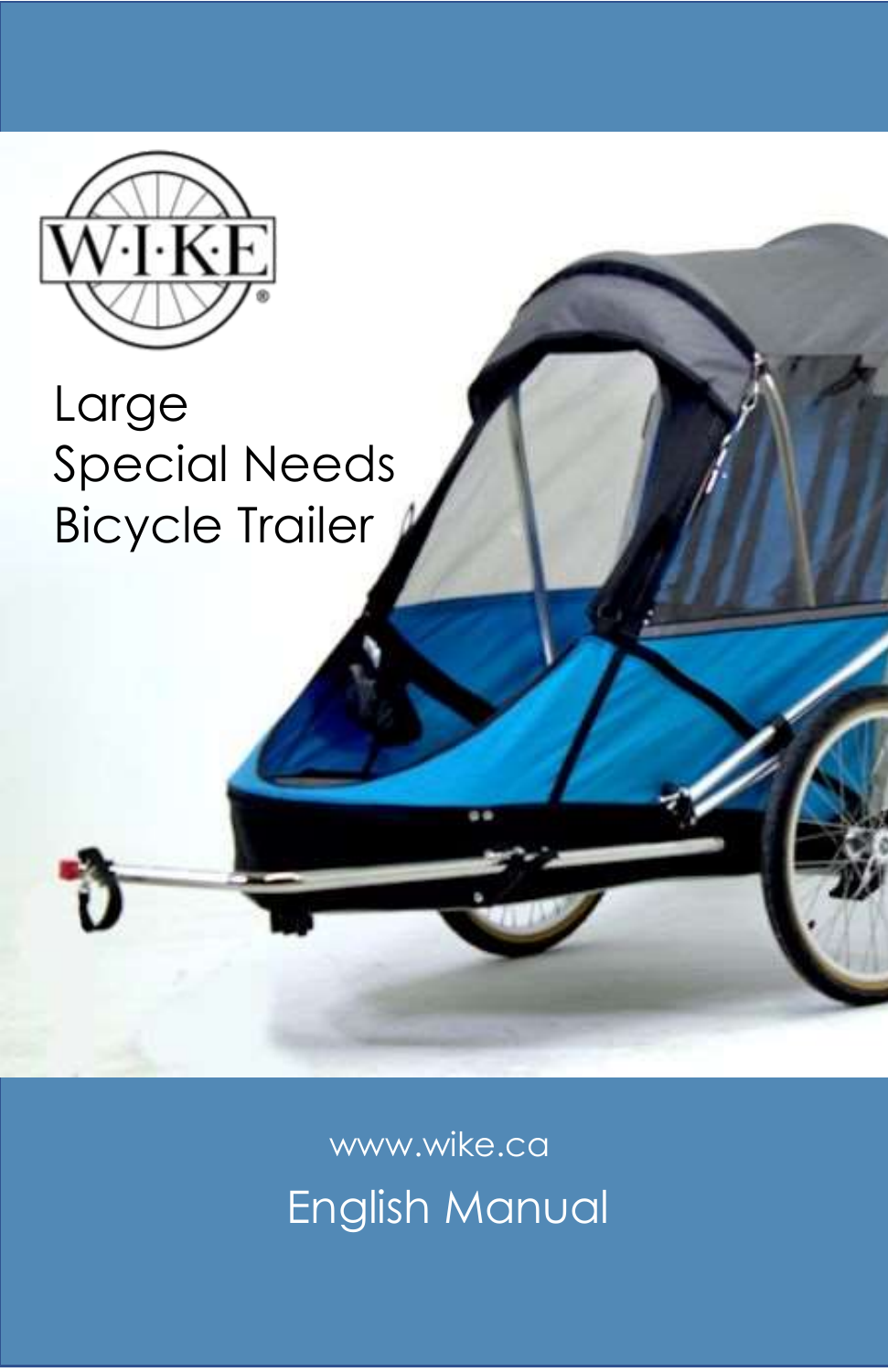W·I·K·E®

# Large Special Needs Bicycle Trailer

www.wike.ca

English Manual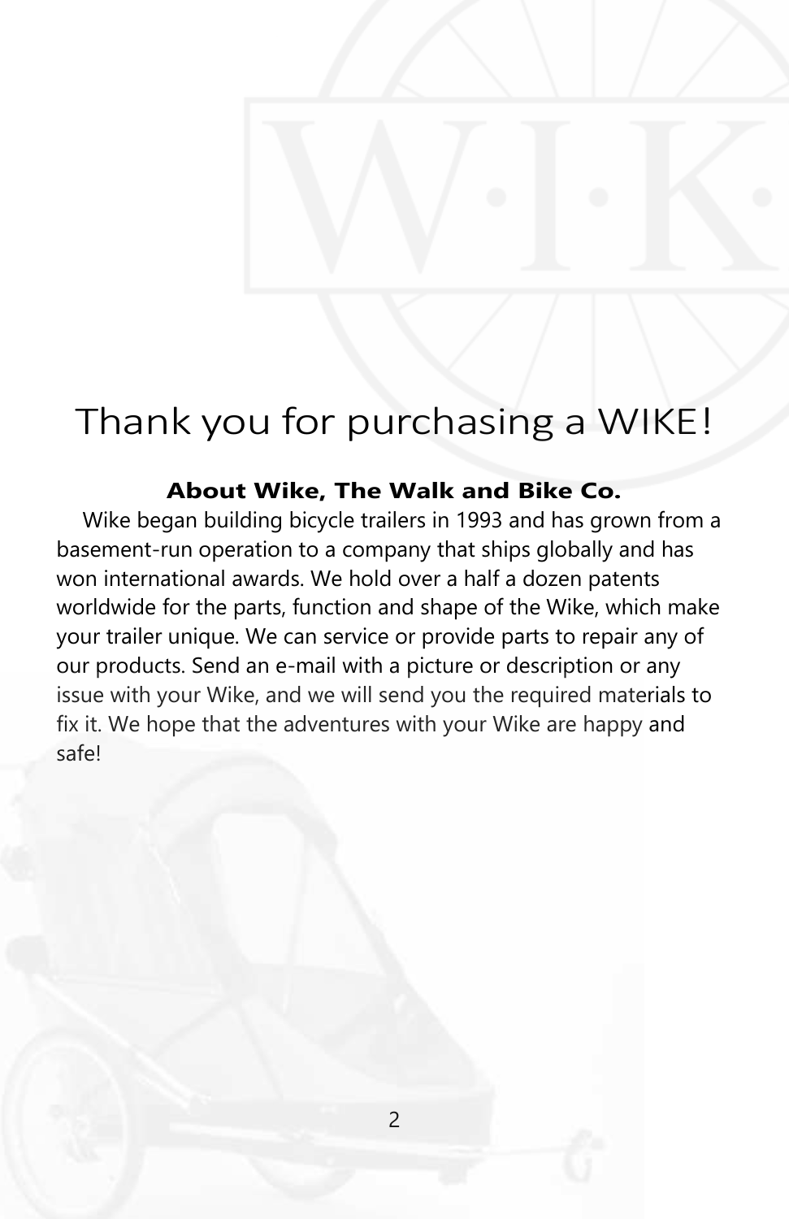# Thank you for purchasing a WIKE!

## About Wike, The Walk and Bike Co.

Wike began building bicycle trailers in 1993 and has grown from a basement-run operation to a company that ships globally and has won international awards. We hold over a half a dozen patents worldwide for the parts, function and shape of the Wike, which make your trailer unique. We can service or provide parts to repair any of our products. Send an e-mail with a picture or description or any issue with your Wike, and we will send you the required materials to fix it. We hope that the adventures with your Wike are happy and safe!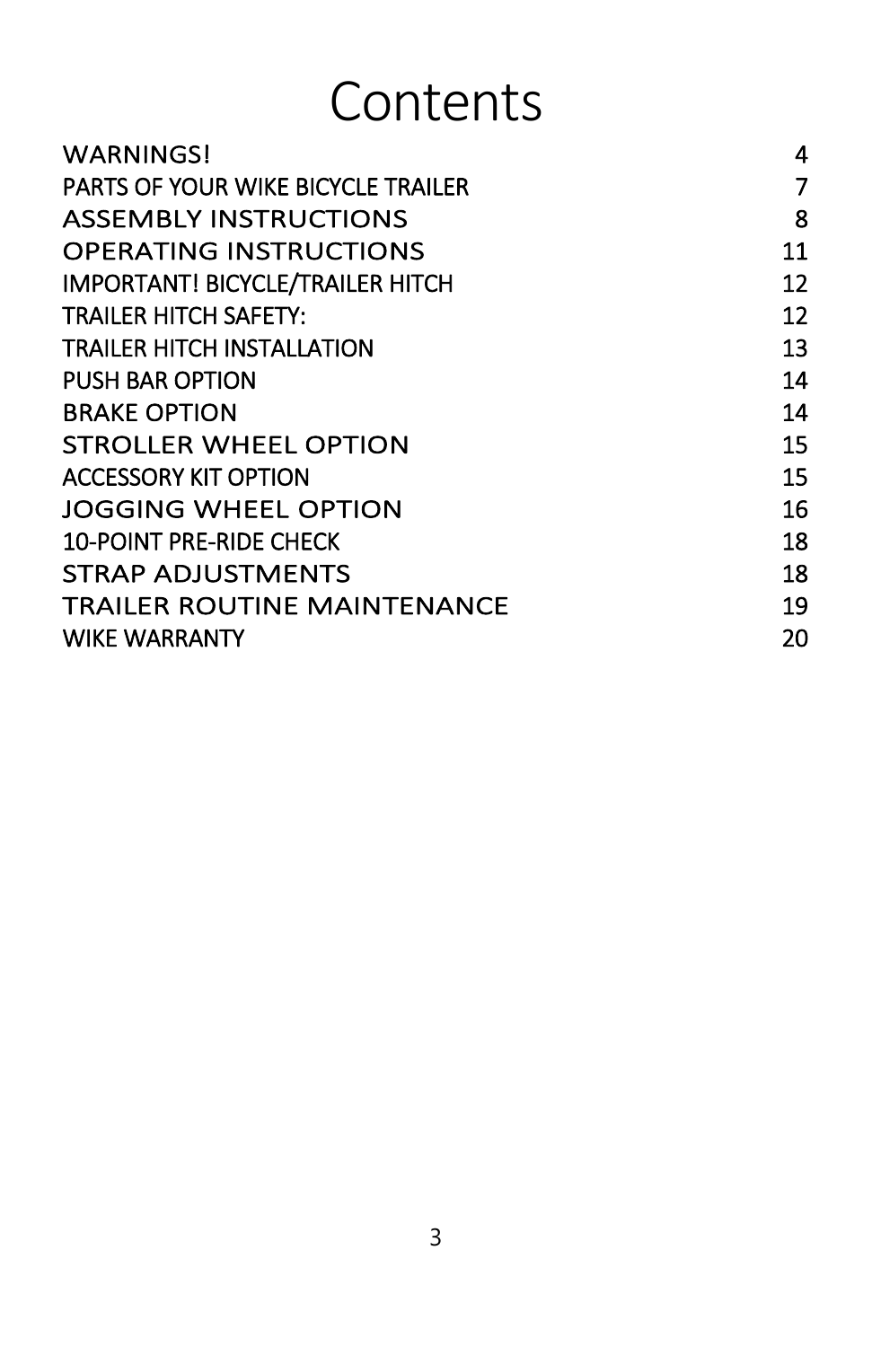# Contents

| | |
|---|---|
| WARNINGS! | 4 |
| PARTS OF YOUR WIKE BICYCLE TRAILER | 7 |
| ASSEMBLY INSTRUCTIONS | 8 |
| OPERATING INSTRUCTIONS | 11 |
| IMPORTANT! BICYCLE/TRAILER HITCH | 12 |
| TRAILER HITCH SAFETY: | 12 |
| TRAILER HITCH INSTALLATION | 13 |
| PUSH BAR OPTION | 14 |
| BRAKE OPTION | 14 |
| STROLLER WHEEL OPTION | 15 |
| ACCESSORY KIT OPTION | 15 |
| JOGGING WHEEL OPTION | 16 |
| 10-POINT PRE-RIDE CHECK | 18 |
| STRAP ADJUSTMENTS | 18 |
| TRAILER ROUTINE MAINTENANCE | 19 |
| WIKE WARRANTY | 20 |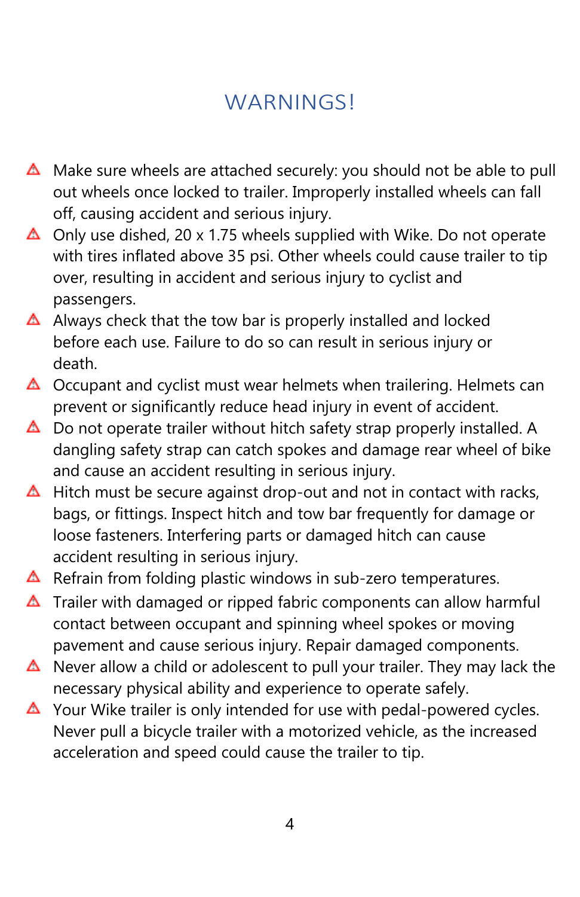# WARNINGS!

- ⚠ Make sure wheels are attached securely: you should not be able to pull out wheels once locked to trailer. Improperly installed wheels can fall off, causing accident and serious injury.
- ⚠ Only use dished, 20 x 1.75 wheels supplied with Wike. Do not operate with tires inflated above 35 psi. Other wheels could cause trailer to tip over, resulting in accident and serious injury to cyclist and passengers.
- ⚠ Always check that the tow bar is properly installed and locked before each use. Failure to do so can result in serious injury or death.
- ⚠ Occupant and cyclist must wear helmets when trailering. Helmets can prevent or significantly reduce head injury in event of accident.
- ⚠ Do not operate trailer without hitch safety strap properly installed. A dangling safety strap can catch spokes and damage rear wheel of bike and cause an accident resulting in serious injury.
- ⚠ Hitch must be secure against drop-out and not in contact with racks, bags, or fittings. Inspect hitch and tow bar frequently for damage or loose fasteners. Interfering parts or damaged hitch can cause accident resulting in serious injury.
- ⚠ Refrain from folding plastic windows in sub-zero temperatures.
- ⚠ Trailer with damaged or ripped fabric components can allow harmful contact between occupant and spinning wheel spokes or moving pavement and cause serious injury. Repair damaged components.
- ⚠ Never allow a child or adolescent to pull your trailer. They may lack the necessary physical ability and experience to operate safely.
- ⚠ Your Wike trailer is only intended for use with pedal-powered cycles. Never pull a bicycle trailer with a motorized vehicle, as the increased acceleration and speed could cause the trailer to tip.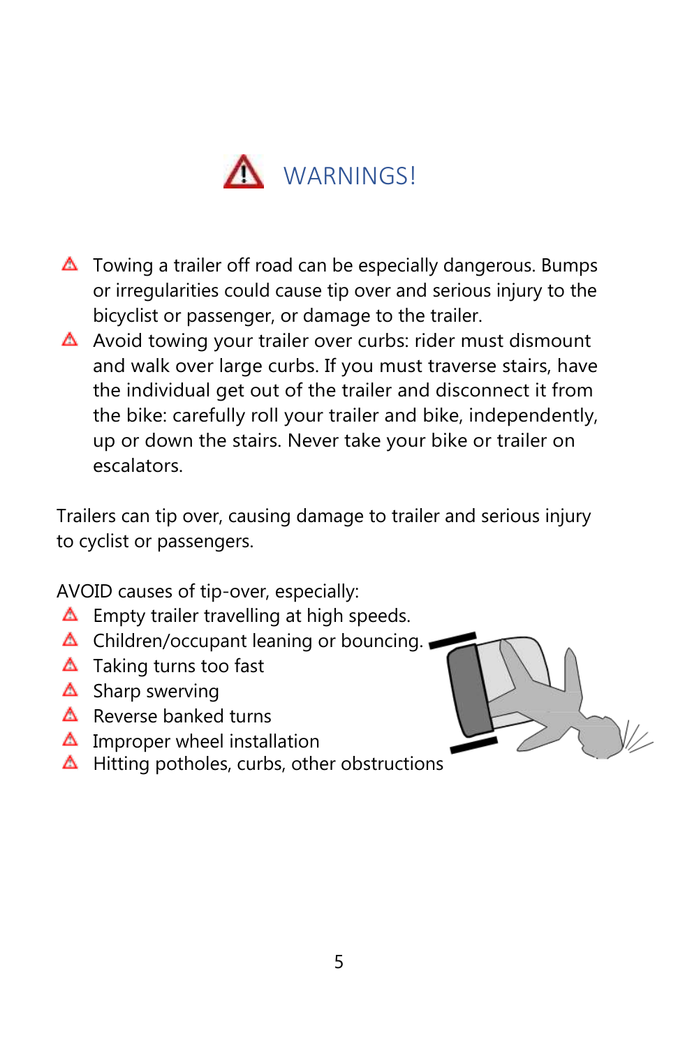# ⚠ WARNINGS!

- ⚠ Towing a trailer off road can be especially dangerous. Bumps or irregularities could cause tip over and serious injury to the bicyclist or passenger, or damage to the trailer.
- ⚠ Avoid towing your trailer over curbs: rider must dismount and walk over large curbs. If you must traverse stairs, have the individual get out of the trailer and disconnect it from the bike: carefully roll your trailer and bike, independently, up or down the stairs. Never take your bike or trailer on escalators.

Trailers can tip over, causing damage to trailer and serious injury to cyclist or passengers.

AVOID causes of tip-over, especially:

- ⚠ Empty trailer travelling at high speeds.
- ⚠ Children/occupant leaning or bouncing.
- ⚠ Taking turns too fast
- ⚠ Sharp swerving
- ⚠ Reverse banked turns
- ⚠ Improper wheel installation
- ⚠ Hitting potholes, curbs, other obstructions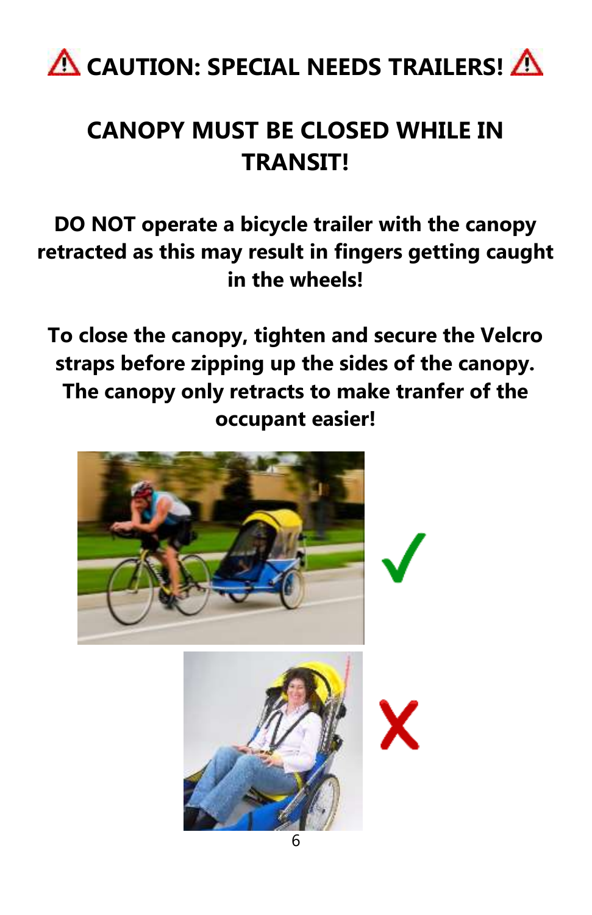# ⚠ CAUTION: SPECIAL NEEDS TRAILERS! ⚠

## CANOPY MUST BE CLOSED WHILE IN TRANSIT!

**DO NOT operate a bicycle trailer with the canopy retracted as this may result in fingers getting caught in the wheels!**

**To close the canopy, tighten and secure the Velcro straps before zipping up the sides of the canopy. The canopy only retracts to make tranfer of the occupant easier!**

✓

✗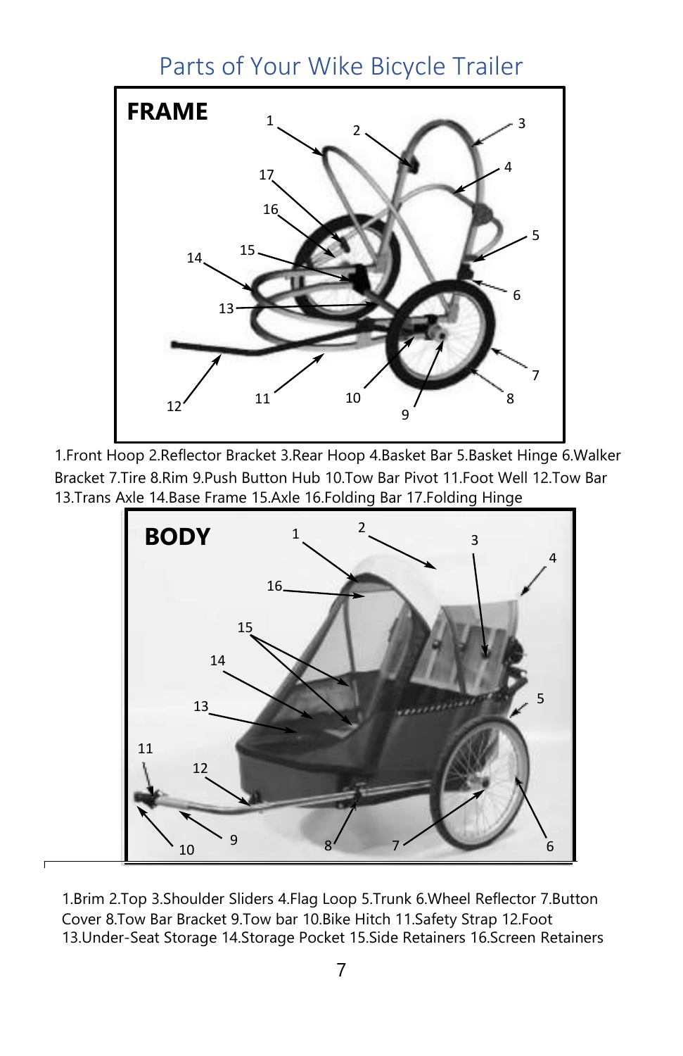# Parts of Your Wike Bicycle Trailer

**FRAME**

1.Front Hoop 2.Reflector Bracket 3.Rear Hoop 4.Basket Bar 5.Basket Hinge 6.Walker Bracket 7.Tire 8.Rim 9.Push Button Hub 10.Tow Bar Pivot 11.Foot Well 12.Tow Bar 13.Trans Axle 14.Base Frame 15.Axle 16.Folding Bar 17.Folding Hinge

**BODY**

1.Brim 2.Top 3.Shoulder Sliders 4.Flag Loop 5.Trunk 6.Wheel Reflector 7.Button Cover 8.Tow Bar Bracket 9.Tow bar 10.Bike Hitch 11.Safety Strap 12.Foot 13.Under-Seat Storage 14.Storage Pocket 15.Side Retainers 16.Screen Retainers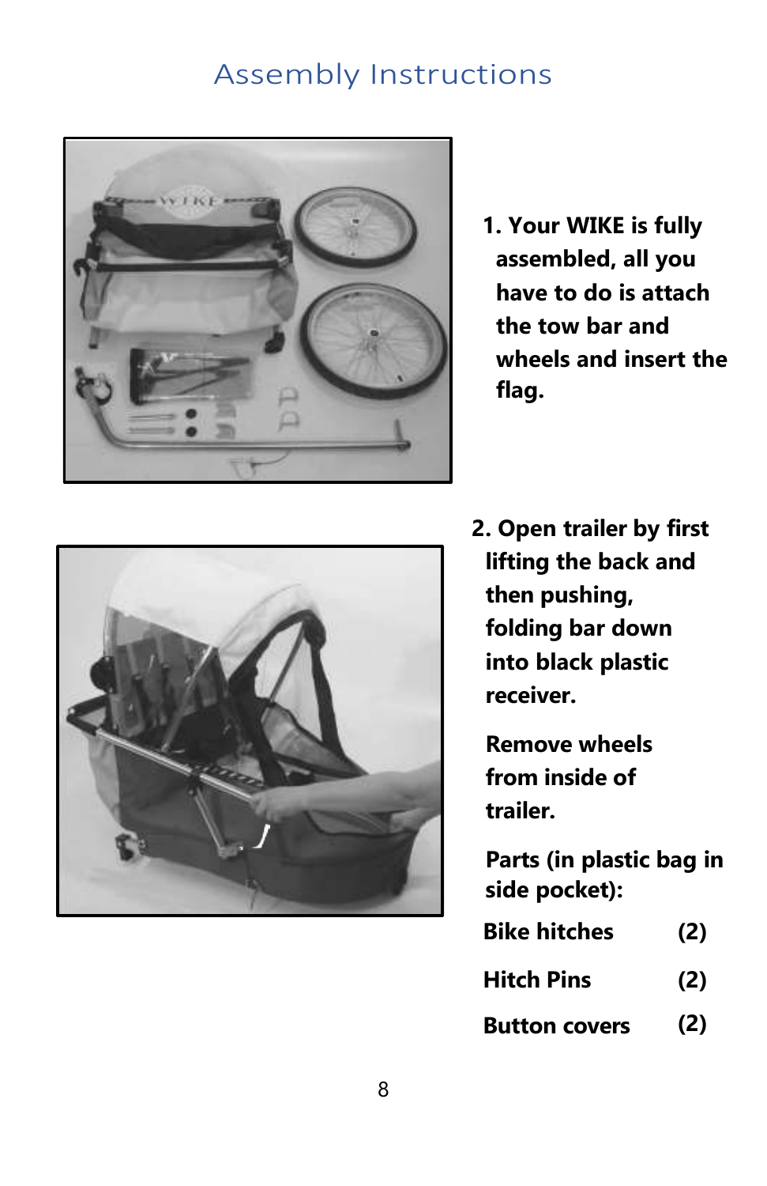# Assembly Instructions

1. **Your WIKE is fully assembled, all you have to do is attach the tow bar and wheels and insert the flag.**

2. **Open trailer by first lifting the back and then pushing, folding bar down into black plastic receiver.**

   **Remove wheels from inside of trailer.**

   **Parts (in plastic bag in side pocket):**

| | |
|---|---|
| **Bike hitches** | **(2)** |
| **Hitch Pins** | **(2)** |
| **Button covers** | **(2)** |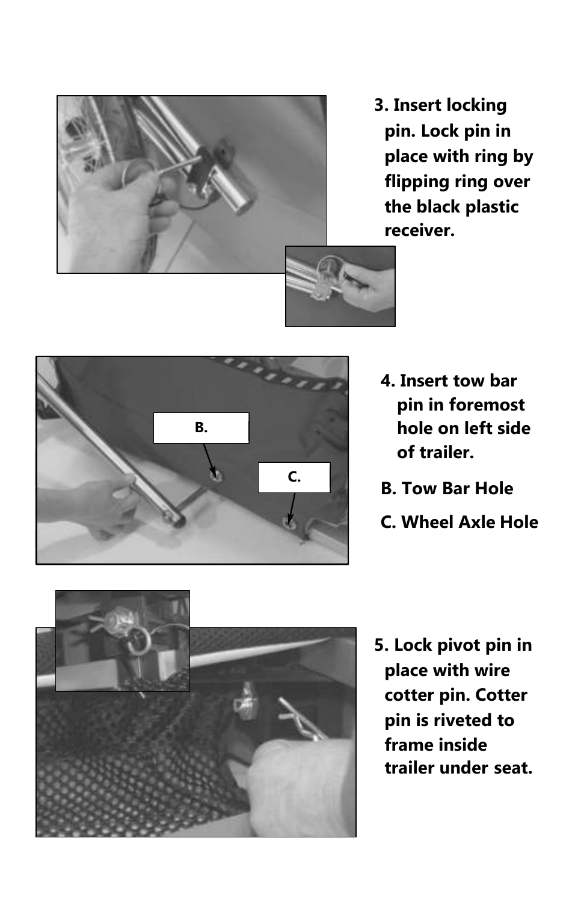**3. Insert locking pin. Lock pin in place with ring by flipping ring over the black plastic receiver.**

**4. Insert tow bar pin in foremost hole on left side of trailer.**

**B. Tow Bar Hole**

**C. Wheel Axle Hole**

**5. Lock pivot pin in place with wire cotter pin. Cotter pin is riveted to frame inside trailer under seat.**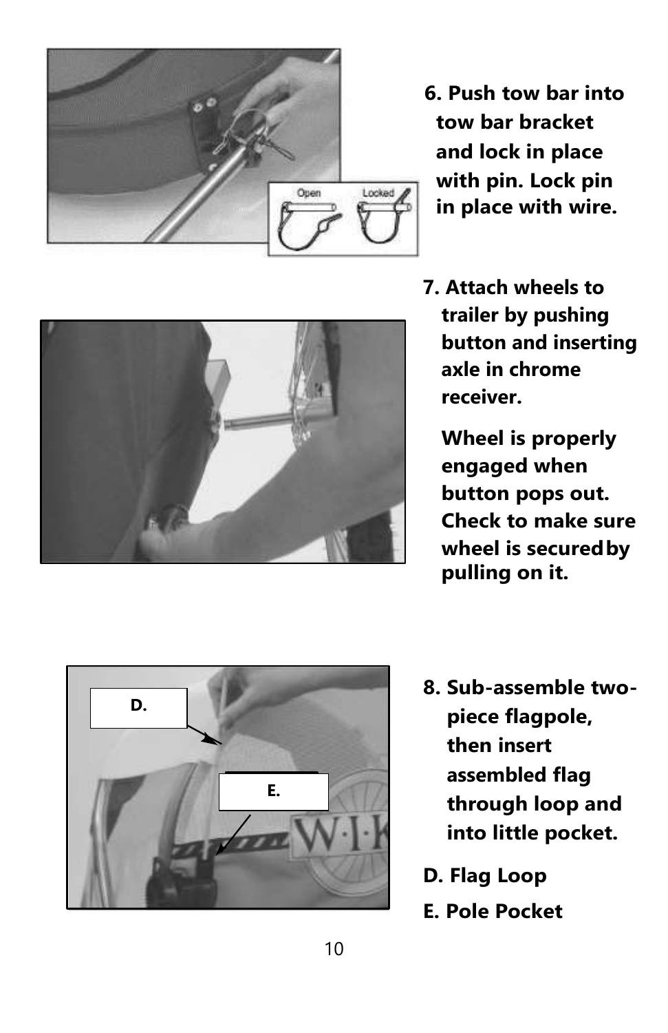6. Push tow bar into tow bar bracket and lock in place with pin. Lock pin in place with wire.

7. Attach wheels to trailer by pushing button and inserting axle in chrome receiver.

   Wheel is properly engaged when button pops out. Check to make sure wheel is secured by pulling on it.

8. Sub-assemble two-piece flagpole, then insert assembled flag through loop and into little pocket.

D. Flag Loop

E. Pole Pocket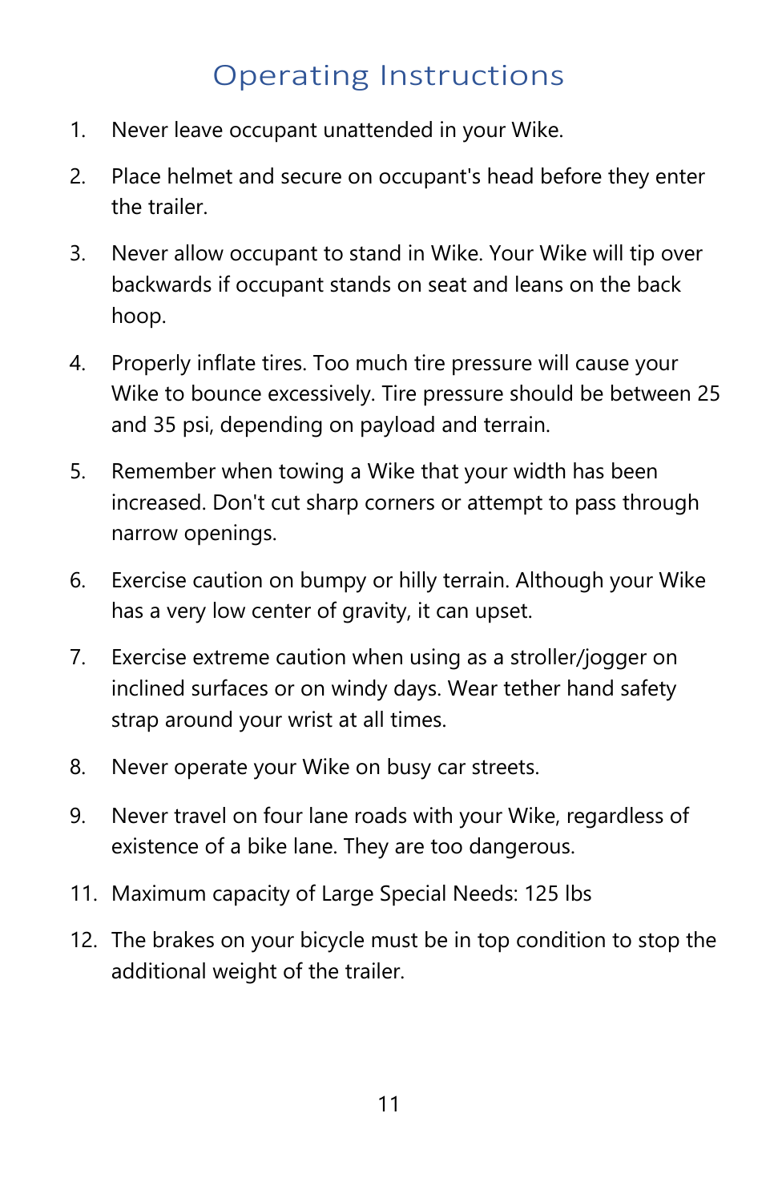# Operating Instructions

1. Never leave occupant unattended in your Wike.
2. Place helmet and secure on occupant's head before they enter the trailer.
3. Never allow occupant to stand in Wike. Your Wike will tip over backwards if occupant stands on seat and leans on the back hoop.
4. Properly inflate tires. Too much tire pressure will cause your Wike to bounce excessively. Tire pressure should be between 25 and 35 psi, depending on payload and terrain.
5. Remember when towing a Wike that your width has been increased. Don't cut sharp corners or attempt to pass through narrow openings.
6. Exercise caution on bumpy or hilly terrain. Although your Wike has a very low center of gravity, it can upset.
7. Exercise extreme caution when using as a stroller/jogger on inclined surfaces or on windy days. Wear tether hand safety strap around your wrist at all times.
8. Never operate your Wike on busy car streets.
9. Never travel on four lane roads with your Wike, regardless of existence of a bike lane. They are too dangerous.

11. Maximum capacity of Large Special Needs: 125 lbs
12. The brakes on your bicycle must be in top condition to stop the additional weight of the trailer.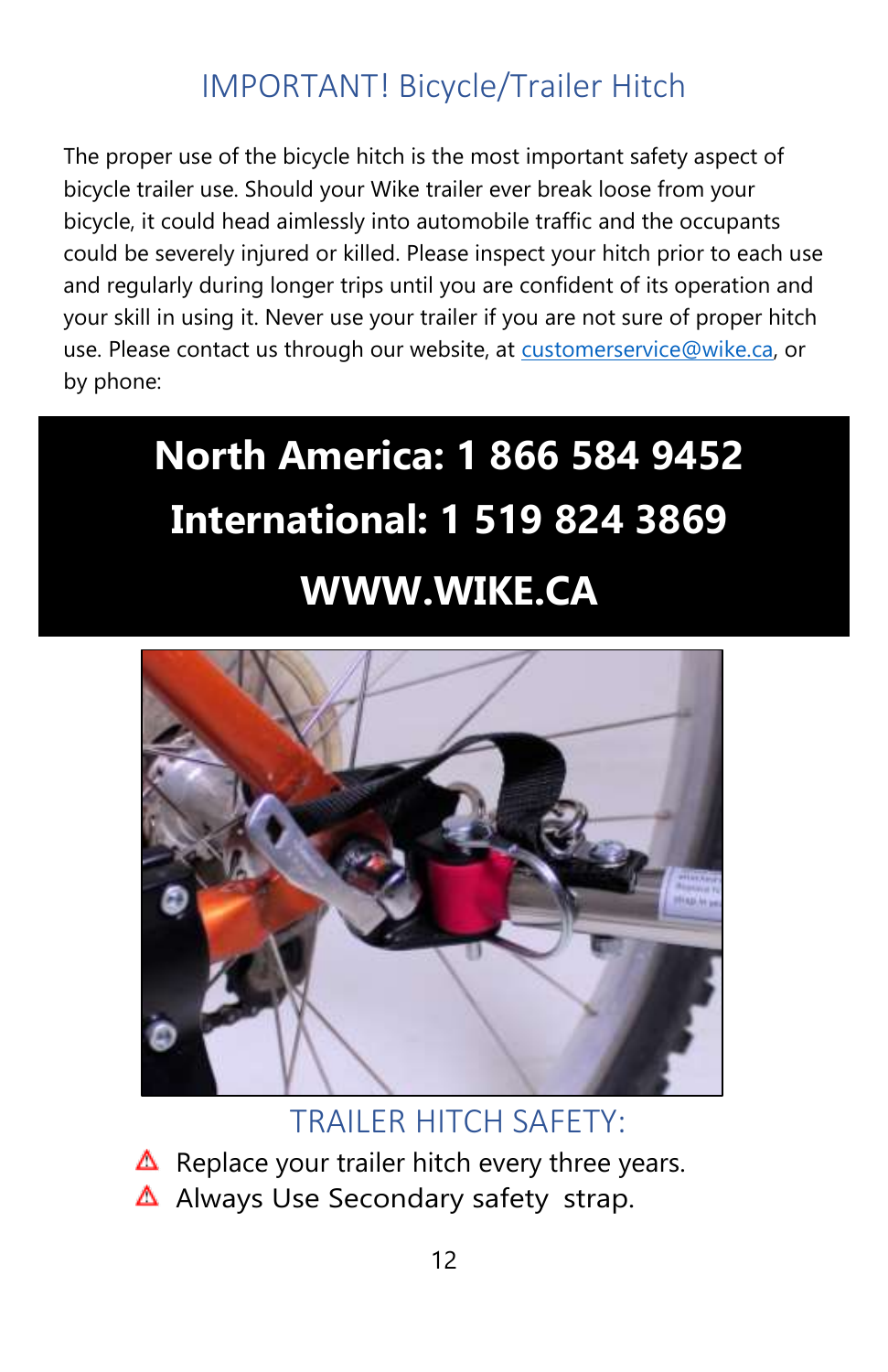# IMPORTANT! Bicycle/Trailer Hitch

The proper use of the bicycle hitch is the most important safety aspect of bicycle trailer use. Should your Wike trailer ever break loose from your bicycle, it could head aimlessly into automobile traffic and the occupants could be severely injured or killed. Please inspect your hitch prior to each use and regularly during longer trips until you are confident of its operation and your skill in using it. Never use your trailer if you are not sure of proper hitch use. Please contact us through our website, at customerservice@wike.ca, or by phone:

**North America: 1 866 584 9452**

**International: 1 519 824 3869**

**WWW.WIKE.CA**

## TRAILER HITCH SAFETY:

- ⚠ Replace your trailer hitch every three years.
- ⚠ Always Use Secondary safety strap.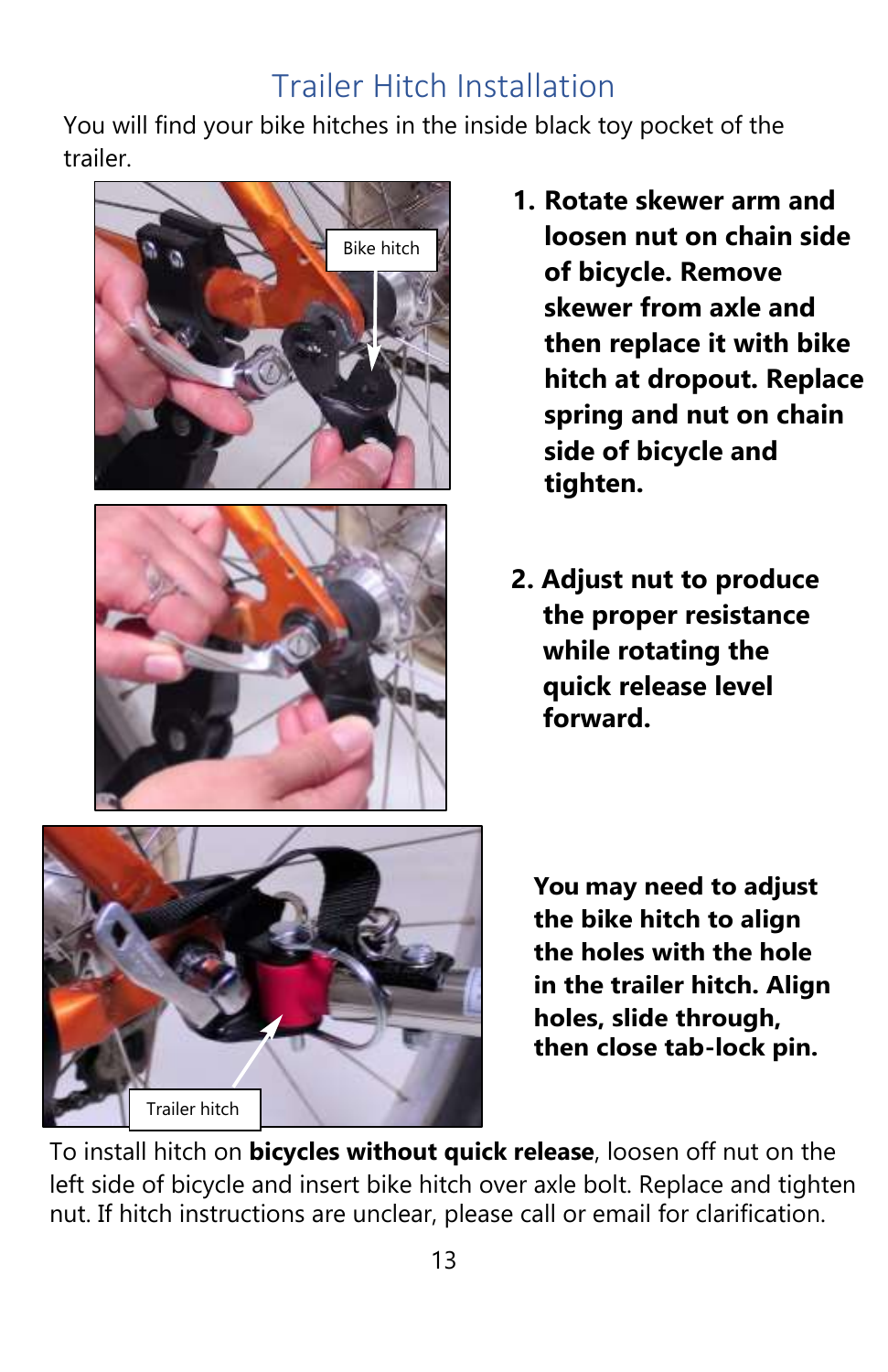## Trailer Hitch Installation

You will find your bike hitches in the inside black toy pocket of the trailer.

Bike hitch

1. **Rotate skewer arm and loosen nut on chain side of bicycle. Remove skewer from axle and then replace it with bike hitch at dropout. Replace spring and nut on chain side of bicycle and tighten.**

2. **Adjust nut to produce the proper resistance while rotating the quick release level forward.**

**You may need to adjust the bike hitch to align the holes with the hole in the trailer hitch. Align holes, slide through, then close tab-lock pin.**

Trailer hitch

To install hitch on **bicycles without quick release**, loosen off nut on the left side of bicycle and insert bike hitch over axle bolt. Replace and tighten nut. If hitch instructions are unclear, please call or email for clarification.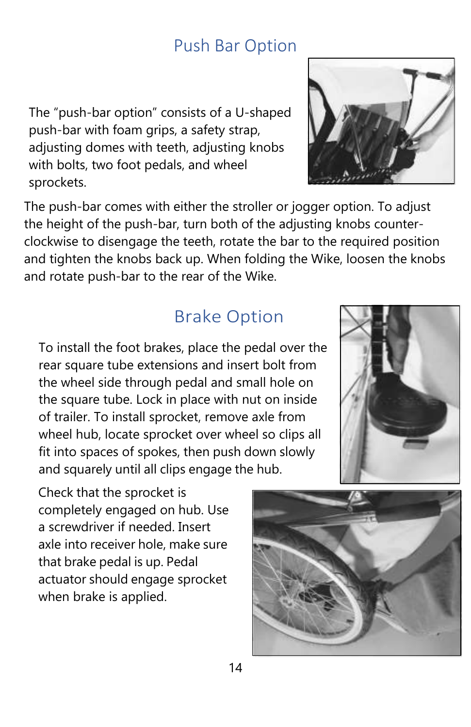## Push Bar Option

The "push-bar option" consists of a U-shaped push-bar with foam grips, a safety strap, adjusting domes with teeth, adjusting knobs with bolts, two foot pedals, and wheel sprockets.

The push-bar comes with either the stroller or jogger option. To adjust the height of the push-bar, turn both of the adjusting knobs counter-clockwise to disengage the teeth, rotate the bar to the required position and tighten the knobs back up. When folding the Wike, loosen the knobs and rotate push-bar to the rear of the Wike.

## Brake Option

To install the foot brakes, place the pedal over the rear square tube extensions and insert bolt from the wheel side through pedal and small hole on the square tube. Lock in place with nut on inside of trailer. To install sprocket, remove axle from wheel hub, locate sprocket over wheel so clips all fit into spaces of spokes, then push down slowly and squarely until all clips engage the hub.

Check that the sprocket is completely engaged on hub. Use a screwdriver if needed. Insert axle into receiver hole, make sure that brake pedal is up. Pedal actuator should engage sprocket when brake is applied.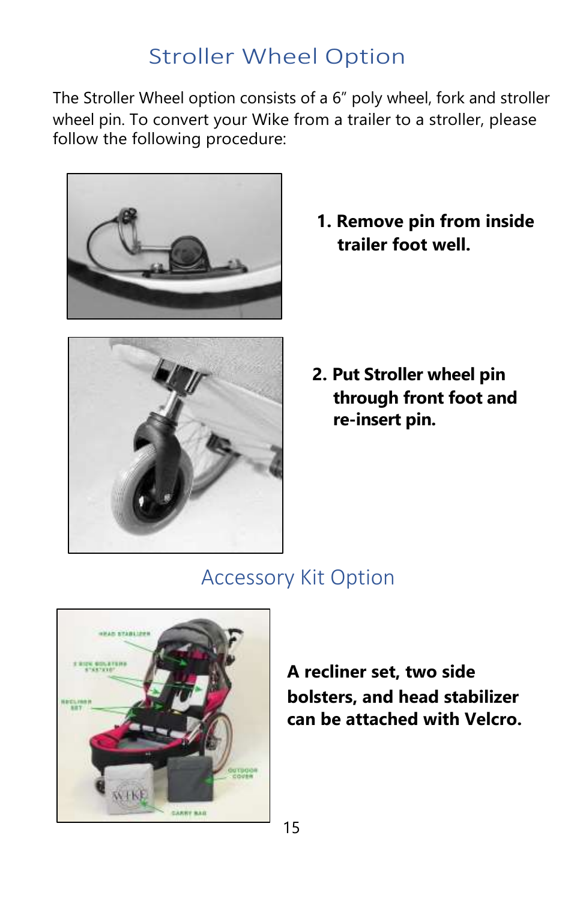## Stroller Wheel Option

The Stroller Wheel option consists of a 6″ poly wheel, fork and stroller wheel pin. To convert your Wike from a trailer to a stroller, please follow the following procedure:

1. **Remove pin from inside trailer foot well.**

2. **Put Stroller wheel pin through front foot and re-insert pin.**

## Accessory Kit Option

**A recliner set, two side bolsters, and head stabilizer can be attached with Velcro.**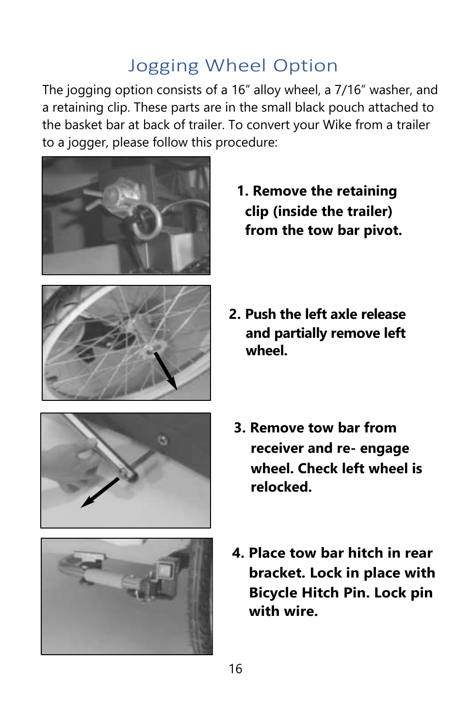# Jogging Wheel Option

The jogging option consists of a 16" alloy wheel, a 7/16" washer, and a retaining clip. These parts are in the small black pouch attached to the basket bar at back of trailer. To convert your Wike from a trailer to a jogger, please follow this procedure:

1. **Remove the retaining clip (inside the trailer) from the tow bar pivot.**

2. **Push the left axle release and partially remove left wheel.**

3. **Remove tow bar from receiver and re- engage wheel. Check left wheel is relocked.**

4. **Place tow bar hitch in rear bracket. Lock in place with Bicycle Hitch Pin. Lock pin with wire.**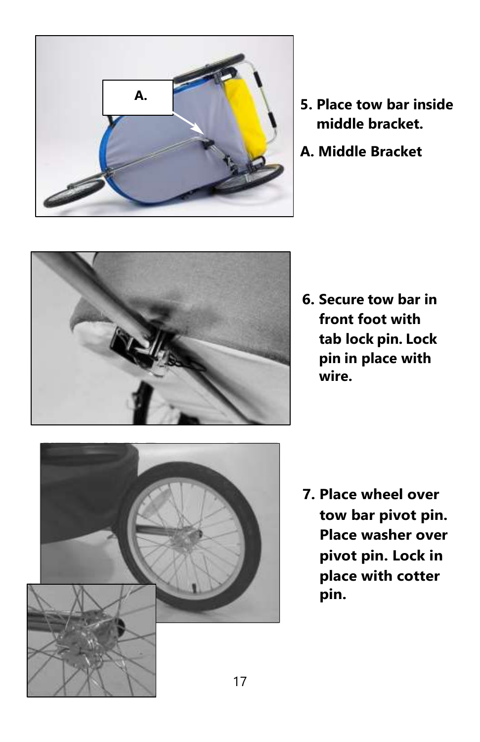**5. Place tow bar inside middle bracket.**

**A. Middle Bracket**

**6. Secure tow bar in front foot with tab lock pin. Lock pin in place with wire.**

**7. Place wheel over tow bar pivot pin. Place washer over pivot pin. Lock in place with cotter pin.**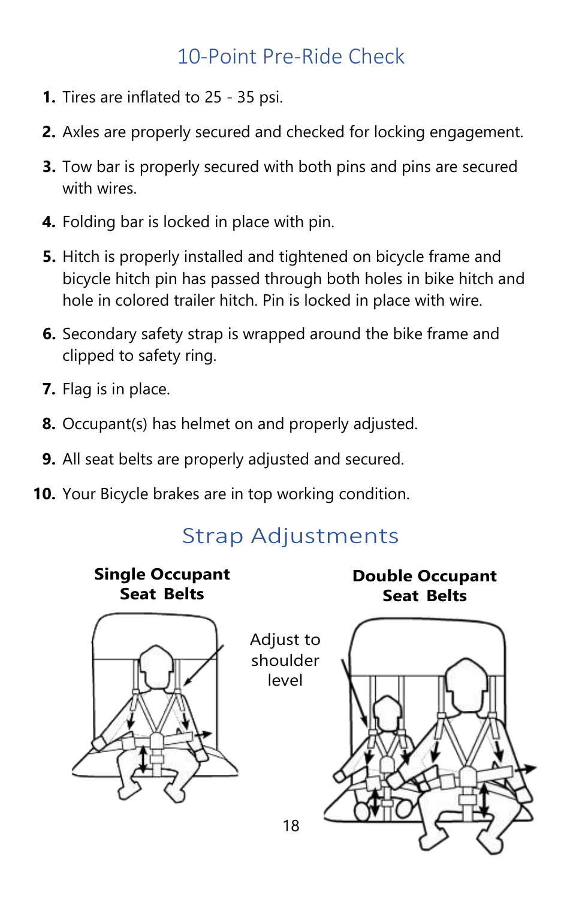## 10-Point Pre-Ride Check

1. Tires are inflated to 25 - 35 psi.
2. Axles are properly secured and checked for locking engagement.
3. Tow bar is properly secured with both pins and pins are secured with wires.
4. Folding bar is locked in place with pin.
5. Hitch is properly installed and tightened on bicycle frame and bicycle hitch pin has passed through both holes in bike hitch and hole in colored trailer hitch. Pin is locked in place with wire.
6. Secondary safety strap is wrapped around the bike frame and clipped to safety ring.
7. Flag is in place.
8. Occupant(s) has helmet on and properly adjusted.
9. All seat belts are properly adjusted and secured.
10. Your Bicycle brakes are in top working condition.

## Strap Adjustments

**Single Occupant Seat Belts**

Adjust to shoulder level

**Double Occupant Seat Belts**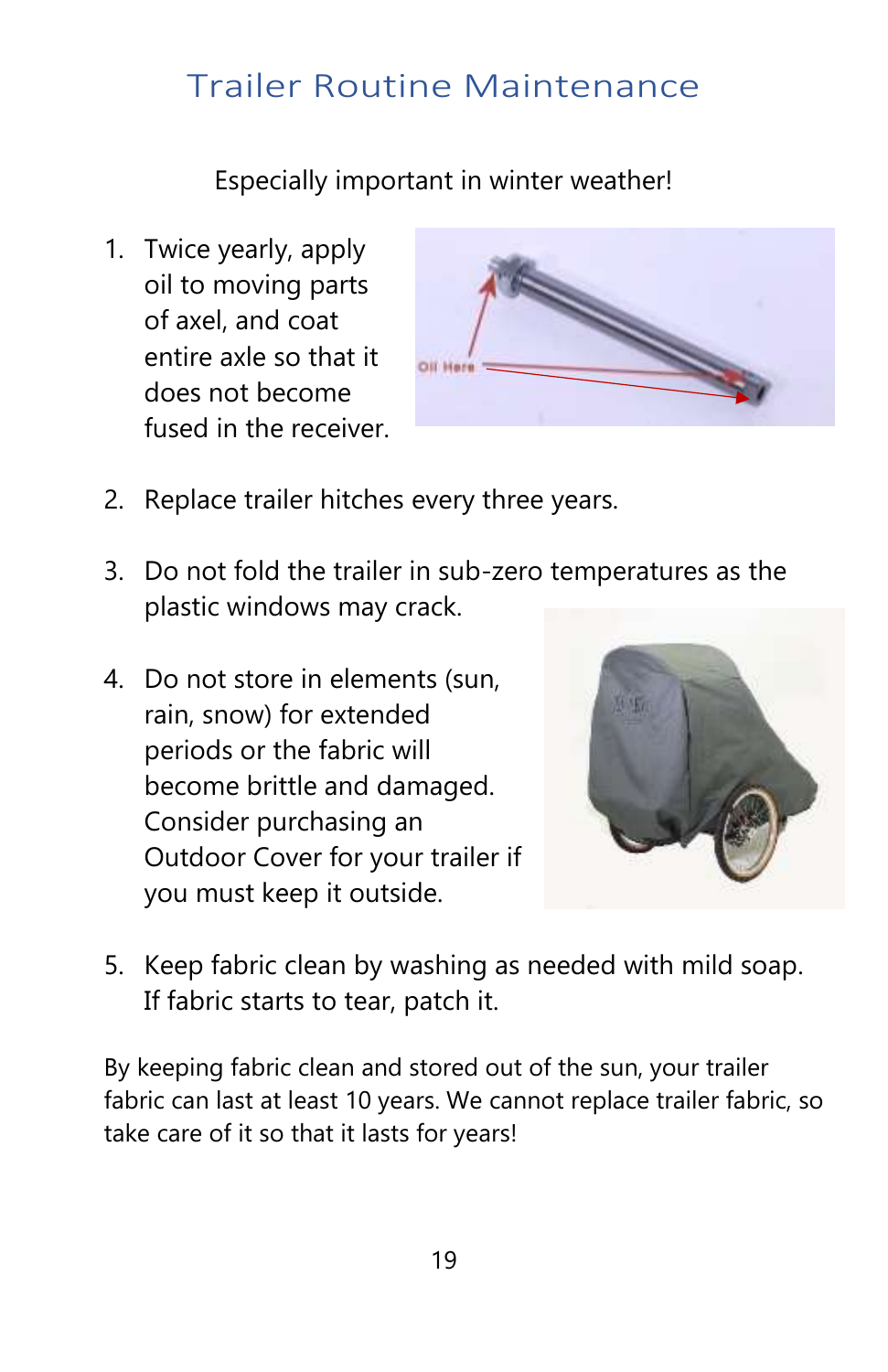# Trailer Routine Maintenance

Especially important in winter weather!

1. Twice yearly, apply oil to moving parts of axel, and coat entire axle so that it does not become fused in the receiver.

2. Replace trailer hitches every three years.

3. Do not fold the trailer in sub-zero temperatures as the plastic windows may crack.

4. Do not store in elements (sun, rain, snow) for extended periods or the fabric will become brittle and damaged. Consider purchasing an Outdoor Cover for your trailer if you must keep it outside.

5. Keep fabric clean by washing as needed with mild soap. If fabric starts to tear, patch it.

By keeping fabric clean and stored out of the sun, your trailer fabric can last at least 10 years. We cannot replace trailer fabric, so take care of it so that it lasts for years!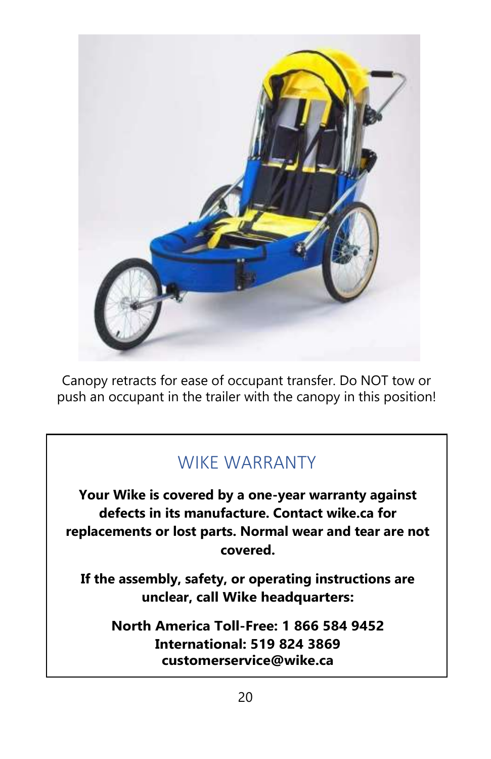Canopy retracts for ease of occupant transfer. Do NOT tow or push an occupant in the trailer with the canopy in this position!

## WIKE WARRANTY

**Your Wike is covered by a one-year warranty against defects in its manufacture. Contact wike.ca for replacements or lost parts. Normal wear and tear are not covered.**

**If the assembly, safety, or operating instructions are unclear, call Wike headquarters:**

**North America Toll-Free: 1 866 584 9452**
**International: 519 824 3869**
**customerservice@wike.ca**